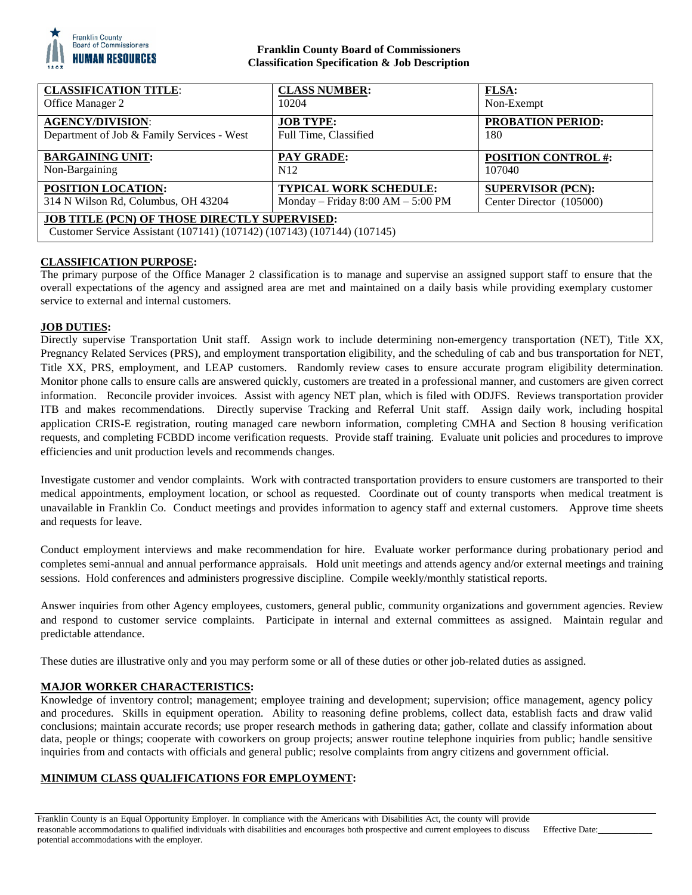**Franklin County Board of Commissioners**
**Classification Specification & Job Description**

| **CLASSIFICATION TITLE**: | **CLASS NUMBER:** | **FLSA:** |
|---|---|---|
| Office Manager 2 | 10204 | Non-Exempt |
| **AGENCY/DIVISION**: | **JOB TYPE:** | **PROBATION PERIOD:** |
| Department of Job & Family Services - West | Full Time, Classified | 180 |
| **BARGAINING UNIT:** | **PAY GRADE:** | **POSITION CONTROL #:** |
| Non-Bargaining | N12 | 107040 |
| **POSITION LOCATION:** | **TYPICAL WORK SCHEDULE:** | **SUPERVISOR (PCN):** |
| 314 N Wilson Rd, Columbus, OH 43204 | Monday – Friday 8:00 AM – 5:00 PM | Center Director (105000) |
| **JOB TITLE (PCN) OF THOSE DIRECTLY SUPERVISED:** Customer Service Assistant (107141) (107142) (107143) (107144) (107145) | | |

## CLASSIFICATION PURPOSE:

The primary purpose of the Office Manager 2 classification is to manage and supervise an assigned support staff to ensure that the overall expectations of the agency and assigned area are met and maintained on a daily basis while providing exemplary customer service to external and internal customers.

## JOB DUTIES:

Directly supervise Transportation Unit staff. Assign work to include determining non-emergency transportation (NET), Title XX, Pregnancy Related Services (PRS), and employment transportation eligibility, and the scheduling of cab and bus transportation for NET, Title XX, PRS, employment, and LEAP customers. Randomly review cases to ensure accurate program eligibility determination. Monitor phone calls to ensure calls are answered quickly, customers are treated in a professional manner, and customers are given correct information. Reconcile provider invoices. Assist with agency NET plan, which is filed with ODJFS. Reviews transportation provider ITB and makes recommendations. Directly supervise Tracking and Referral Unit staff. Assign daily work, including hospital application CRIS-E registration, routing managed care newborn information, completing CMHA and Section 8 housing verification requests, and completing FCBDD income verification requests. Provide staff training. Evaluate unit policies and procedures to improve efficiencies and unit production levels and recommends changes.

Investigate customer and vendor complaints. Work with contracted transportation providers to ensure customers are transported to their medical appointments, employment location, or school as requested. Coordinate out of county transports when medical treatment is unavailable in Franklin Co. Conduct meetings and provides information to agency staff and external customers. Approve time sheets and requests for leave.

Conduct employment interviews and make recommendation for hire. Evaluate worker performance during probationary period and completes semi-annual and annual performance appraisals. Hold unit meetings and attends agency and/or external meetings and training sessions. Hold conferences and administers progressive discipline. Compile weekly/monthly statistical reports.

Answer inquiries from other Agency employees, customers, general public, community organizations and government agencies. Review and respond to customer service complaints. Participate in internal and external committees as assigned. Maintain regular and predictable attendance.

These duties are illustrative only and you may perform some or all of these duties or other job-related duties as assigned.

## MAJOR WORKER CHARACTERISTICS:

Knowledge of inventory control; management; employee training and development; supervision; office management, agency policy and procedures. Skills in equipment operation. Ability to reasoning define problems, collect data, establish facts and draw valid conclusions; maintain accurate records; use proper research methods in gathering data; gather, collate and classify information about data, people or things; cooperate with coworkers on group projects; answer routine telephone inquiries from public; handle sensitive inquiries from and contacts with officials and general public; resolve complaints from angry citizens and government official.

## MINIMUM CLASS QUALIFICATIONS FOR EMPLOYMENT:

Franklin County is an Equal Opportunity Employer. In compliance with the Americans with Disabilities Act, the county will provide reasonable accommodations to qualified individuals with disabilities and encourages both prospective and current employees to discuss potential accommodations with the employer.

Effective Date:___________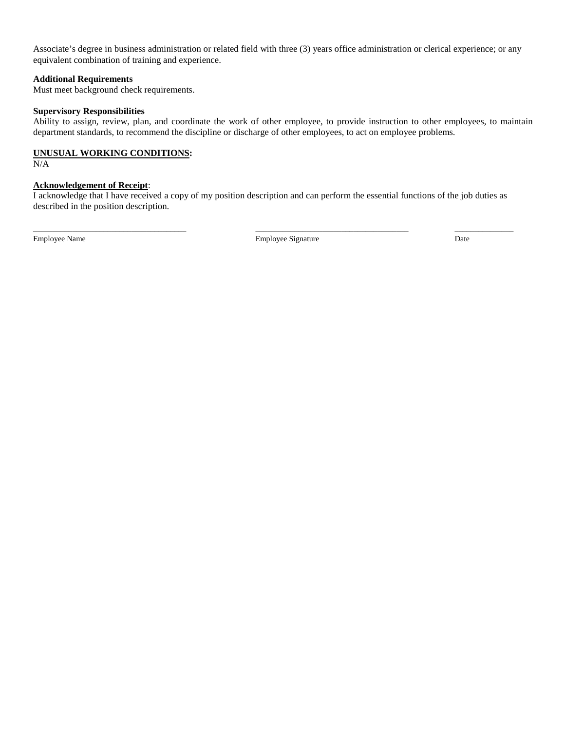Associate's degree in business administration or related field with three (3) years office administration or clerical experience; or any equivalent combination of training and experience.

**Additional Requirements**
Must meet background check requirements.

**Supervisory Responsibilities**
Ability to assign, review, plan, and coordinate the work of other employee, to provide instruction to other employees, to maintain department standards, to recommend the discipline or discharge of other employees, to act on employee problems.

**UNUSUAL WORKING CONDITIONS:**
N/A

**Acknowledgement of Receipt**:
I acknowledge that I have received a copy of my position description and can perform the essential functions of the job duties as described in the position description.

| | | |
|---|---|---|
| ___________________________________ | ___________________________________ | ______________ |
| Employee Name | Employee Signature | Date |